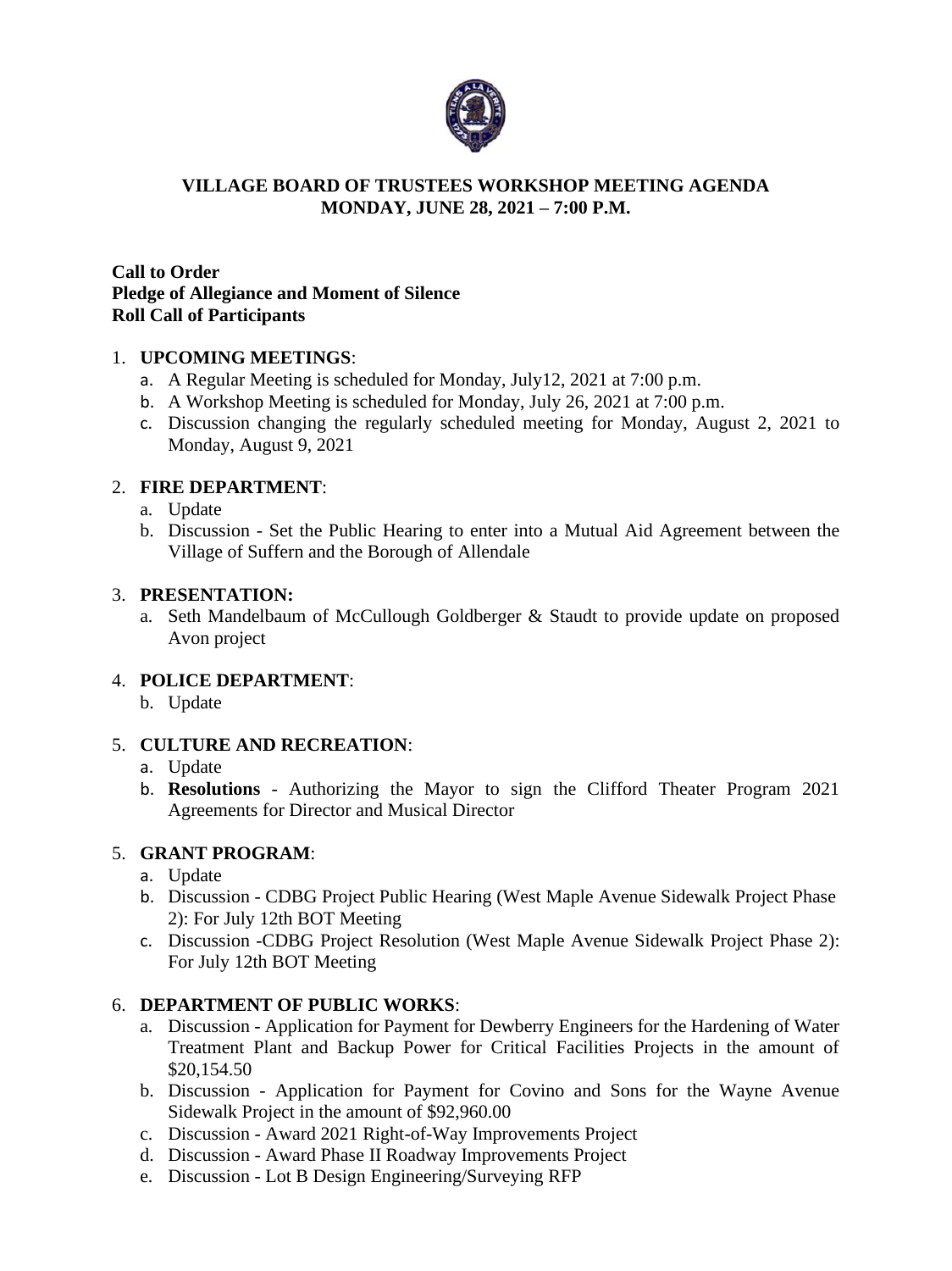# VILLAGE BOARD OF TRUSTEES WORKSHOP MEETING AGENDA
## MONDAY, JUNE 28, 2021 – 7:00 P.M.

**Call to Order**
**Pledge of Allegiance and Moment of Silence**
**Roll Call of Participants**

1. **UPCOMING MEETINGS**:
   a. A Regular Meeting is scheduled for Monday, July12, 2021 at 7:00 p.m.
   b. A Workshop Meeting is scheduled for Monday, July 26, 2021 at 7:00 p.m.
   c. Discussion changing the regularly scheduled meeting for Monday, August 2, 2021 to Monday, August 9, 2021

2. **FIRE DEPARTMENT**:
   a. Update
   b. Discussion - Set the Public Hearing to enter into a Mutual Aid Agreement between the Village of Suffern and the Borough of Allendale

3. **PRESENTATION:**
   a. Seth Mandelbaum of McCullough Goldberger & Staudt to provide update on proposed Avon project

4. **POLICE DEPARTMENT**:
   b. Update

5. **CULTURE AND RECREATION**:
   a. Update
   b. **Resolutions** - Authorizing the Mayor to sign the Clifford Theater Program 2021 Agreements for Director and Musical Director

5. **GRANT PROGRAM**:
   a. Update
   b. Discussion - CDBG Project Public Hearing (West Maple Avenue Sidewalk Project Phase 2): For July 12th BOT Meeting
   c. Discussion -CDBG Project Resolution (West Maple Avenue Sidewalk Project Phase 2): For July 12th BOT Meeting

6. **DEPARTMENT OF PUBLIC WORKS**:
   a. Discussion - Application for Payment for Dewberry Engineers for the Hardening of Water Treatment Plant and Backup Power for Critical Facilities Projects in the amount of $20,154.50
   b. Discussion - Application for Payment for Covino and Sons for the Wayne Avenue Sidewalk Project in the amount of $92,960.00
   c. Discussion - Award 2021 Right-of-Way Improvements Project
   d. Discussion - Award Phase II Roadway Improvements Project
   e. Discussion - Lot B Design Engineering/Surveying RFP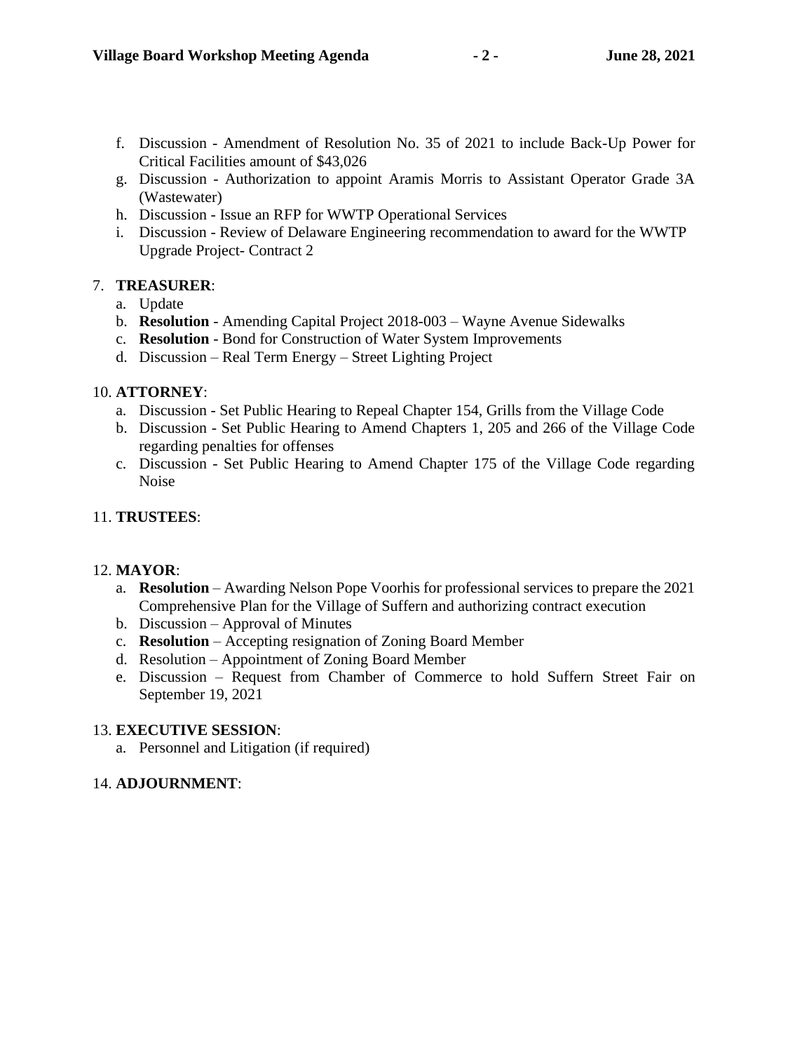f. Discussion - Amendment of Resolution No. 35 of 2021 to include Back-Up Power for Critical Facilities amount of $43,026
g. Discussion - Authorization to appoint Aramis Morris to Assistant Operator Grade 3A (Wastewater)
h. Discussion - Issue an RFP for WWTP Operational Services
i. Discussion - Review of Delaware Engineering recommendation to award for the WWTP Upgrade Project- Contract 2

7. **TREASURER**:
   a. Update
   b. **Resolution** - Amending Capital Project 2018-003 – Wayne Avenue Sidewalks
   c. **Resolution** - Bond for Construction of Water System Improvements
   d. Discussion – Real Term Energy – Street Lighting Project

10. **ATTORNEY**:
    a. Discussion - Set Public Hearing to Repeal Chapter 154, Grills from the Village Code
    b. Discussion - Set Public Hearing to Amend Chapters 1, 205 and 266 of the Village Code regarding penalties for offenses
    c. Discussion - Set Public Hearing to Amend Chapter 175 of the Village Code regarding Noise

11. **TRUSTEES**:

12. **MAYOR**:
    a. **Resolution** – Awarding Nelson Pope Voorhis for professional services to prepare the 2021 Comprehensive Plan for the Village of Suffern and authorizing contract execution
    b. Discussion – Approval of Minutes
    c. **Resolution** – Accepting resignation of Zoning Board Member
    d. Resolution – Appointment of Zoning Board Member
    e. Discussion – Request from Chamber of Commerce to hold Suffern Street Fair on September 19, 2021

13. **EXECUTIVE SESSION**:
    a. Personnel and Litigation (if required)

14. **ADJOURNMENT**: